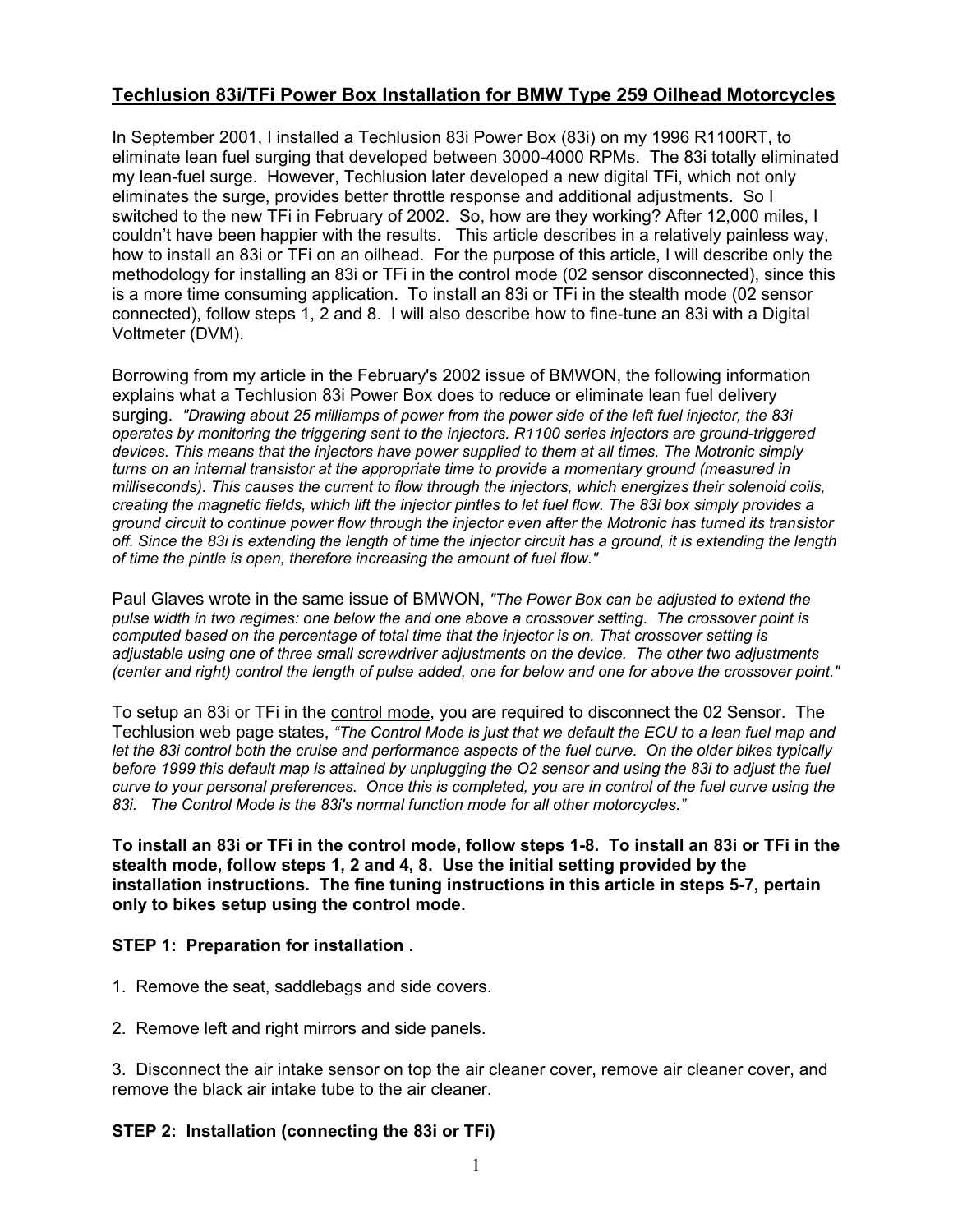## Techlusion 83i/TFi Power Box Installation for BMW Type 259 Oilhead Motorcycles

In September 2001, I installed a Techlusion 83i Power Box (83i) on my 1996 R1100RT, to eliminate lean fuel surging that developed between 3000-4000 RPMs. The 83i totally eliminated my lean-fuel surge. However, Techlusion later developed a new digital TFi, which not only eliminates the surge, provides better throttle response and additional adjustments. So I switched to the new TFi in February of 2002. So, how are they working? After 12,000 miles, I couldn't have been happier with the results. This article describes in a relatively painless way, how to install an 83i or TFi on an oilhead. For the purpose of this article, I will describe only the methodology for installing an 83i or TFi in the control mode (02 sensor disconnected), since this is a more time consuming application. To install an 83i or TFi in the stealth mode (02 sensor connected), follow steps 1, 2 and 8. I will also describe how to fine-tune an 83i with a Digital Voltmeter (DVM).

Borrowing from my article in the February's 2002 issue of BMWON, the following information explains what a Techlusion 83i Power Box does to reduce or eliminate lean fuel delivery surging. *"Drawing about 25 milliamps of power from the power side of the left fuel injector, the 83i operates by monitoring the triggering sent to the injectors. R1100 series injectors are ground-triggered devices. This means that the injectors have power supplied to them at all times. The Motronic simply turns on an internal transistor at the appropriate time to provide a momentary ground (measured in milliseconds). This causes the current to flow through the injectors, which energizes their solenoid coils, creating the magnetic fields, which lift the injector pintles to let fuel flow. The 83i box simply provides a ground circuit to continue power flow through the injector even after the Motronic has turned its transistor off. Since the 83i is extending the length of time the injector circuit has a ground, it is extending the length of time the pintle is open, therefore increasing the amount of fuel flow."*

Paul Glaves wrote in the same issue of BMWON, *"The Power Box can be adjusted to extend the pulse width in two regimes: one below the and one above a crossover setting. The crossover point is computed based on the percentage of total time that the injector is on. That crossover setting is adjustable using one of three small screwdriver adjustments on the device. The other two adjustments (center and right) control the length of pulse added, one for below and one for above the crossover point."*

To setup an 83i or TFi in the <u>control mode</u>, you are required to disconnect the 02 Sensor. The Techlusion web page states, *"The Control Mode is just that we default the ECU to a lean fuel map and let the 83i control both the cruise and performance aspects of the fuel curve. On the older bikes typically before 1999 this default map is attained by unplugging the O2 sensor and using the 83i to adjust the fuel curve to your personal preferences. Once this is completed, you are in control of the fuel curve using the 83i. The Control Mode is the 83i's normal function mode for all other motorcycles."*

**To install an 83i or TFi in the control mode, follow steps 1-8. To install an 83i or TFi in the stealth mode, follow steps 1, 2 and 4, 8. Use the initial setting provided by the installation instructions. The fine tuning instructions in this article in steps 5-7, pertain only to bikes setup using the control mode.**

**STEP 1: Preparation for installation** .

1. Remove the seat, saddlebags and side covers.

2. Remove left and right mirrors and side panels.

3. Disconnect the air intake sensor on top the air cleaner cover, remove air cleaner cover, and remove the black air intake tube to the air cleaner.

**STEP 2: Installation (connecting the 83i or TFi)**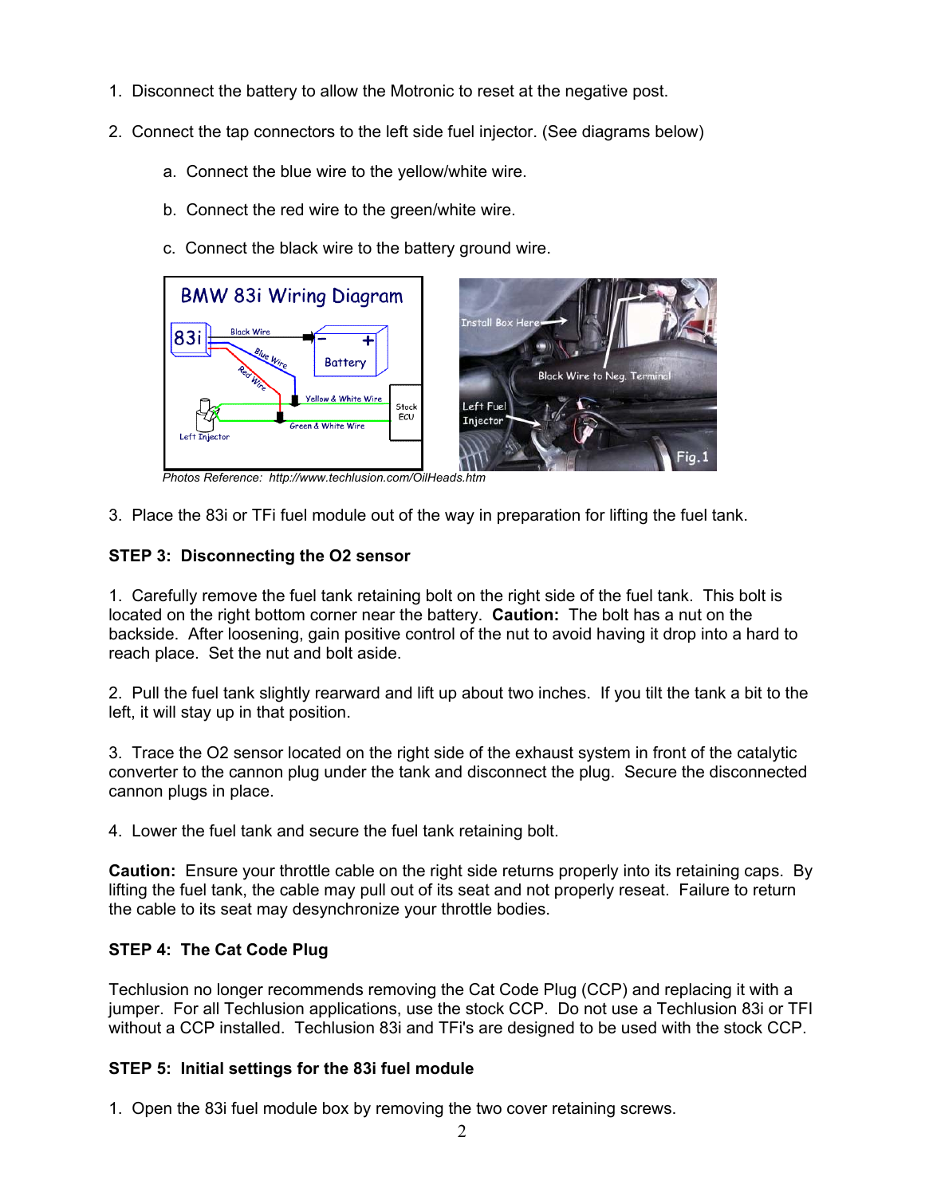1. Disconnect the battery to allow the Motronic to reset at the negative post.

2. Connect the tap connectors to the left side fuel injector. (See diagrams below)

   a. Connect the blue wire to the yellow/white wire.

   b. Connect the red wire to the green/white wire.

   c. Connect the black wire to the battery ground wire.

*Photos Reference: http://www.techlusion.com/OilHeads.htm*

3. Place the 83i or TFi fuel module out of the way in preparation for lifting the fuel tank.

**STEP 3: Disconnecting the O2 sensor**

1. Carefully remove the fuel tank retaining bolt on the right side of the fuel tank. This bolt is located on the right bottom corner near the battery. **Caution:** The bolt has a nut on the backside. After loosening, gain positive control of the nut to avoid having it drop into a hard to reach place. Set the nut and bolt aside.

2. Pull the fuel tank slightly rearward and lift up about two inches. If you tilt the tank a bit to the left, it will stay up in that position.

3. Trace the O2 sensor located on the right side of the exhaust system in front of the catalytic converter to the cannon plug under the tank and disconnect the plug. Secure the disconnected cannon plugs in place.

4. Lower the fuel tank and secure the fuel tank retaining bolt.

**Caution:** Ensure your throttle cable on the right side returns properly into its retaining caps. By lifting the fuel tank, the cable may pull out of its seat and not properly reseat. Failure to return the cable to its seat may desynchronize your throttle bodies.

**STEP 4: The Cat Code Plug**

Techlusion no longer recommends removing the Cat Code Plug (CCP) and replacing it with a jumper. For all Techlusion applications, use the stock CCP. Do not use a Techlusion 83i or TFI without a CCP installed. Techlusion 83i and TFi's are designed to be used with the stock CCP.

**STEP 5: Initial settings for the 83i fuel module**

1. Open the 83i fuel module box by removing the two cover retaining screws.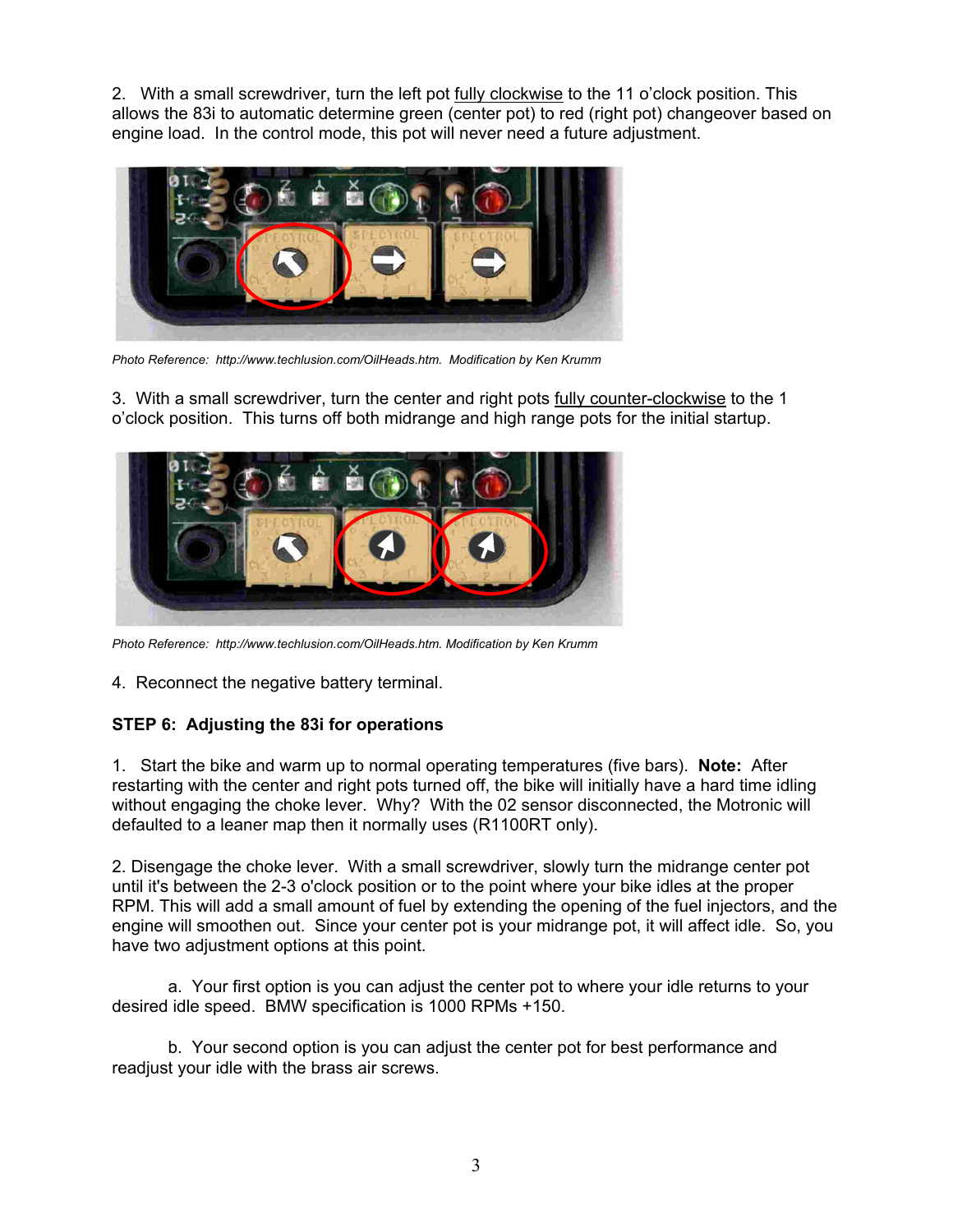2. With a small screwdriver, turn the left pot fully clockwise to the 11 o'clock position. This allows the 83i to automatic determine green (center pot) to red (right pot) changeover based on engine load. In the control mode, this pot will never need a future adjustment.

*Photo Reference: http://www.techlusion.com/OilHeads.htm. Modification by Ken Krumm*

3. With a small screwdriver, turn the center and right pots fully counter-clockwise to the 1 o'clock position. This turns off both midrange and high range pots for the initial startup.

*Photo Reference: http://www.techlusion.com/OilHeads.htm. Modification by Ken Krumm*

4. Reconnect the negative battery terminal.

**STEP 6: Adjusting the 83i for operations**

1. Start the bike and warm up to normal operating temperatures (five bars). **Note:** After restarting with the center and right pots turned off, the bike will initially have a hard time idling without engaging the choke lever. Why? With the 02 sensor disconnected, the Motronic will defaulted to a leaner map then it normally uses (R1100RT only).

2. Disengage the choke lever. With a small screwdriver, slowly turn the midrange center pot until it's between the 2-3 o'clock position or to the point where your bike idles at the proper RPM. This will add a small amount of fuel by extending the opening of the fuel injectors, and the engine will smoothen out. Since your center pot is your midrange pot, it will affect idle. So, you have two adjustment options at this point.

a. Your first option is you can adjust the center pot to where your idle returns to your desired idle speed. BMW specification is 1000 RPMs +150.

b. Your second option is you can adjust the center pot for best performance and readjust your idle with the brass air screws.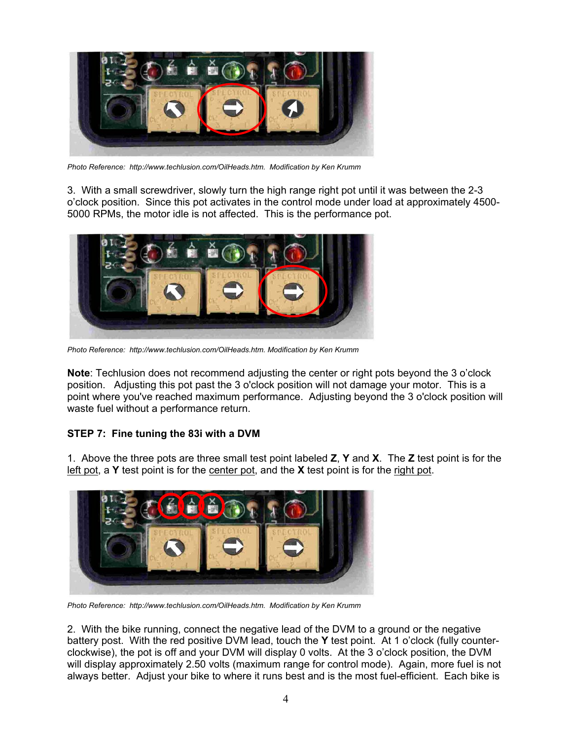Photo Reference: http://www.techlusion.com/OilHeads.htm. Modification by Ken Krumm

3. With a small screwdriver, slowly turn the high range right pot until it was between the 2-3 o'clock position. Since this pot activates in the control mode under load at approximately 4500-5000 RPMs, the motor idle is not affected. This is the performance pot.

Photo Reference: http://www.techlusion.com/OilHeads.htm. Modification by Ken Krumm

**Note**: Techlusion does not recommend adjusting the center or right pots beyond the 3 o'clock position. Adjusting this pot past the 3 o'clock position will not damage your motor. This is a point where you've reached maximum performance. Adjusting beyond the 3 o'clock position will waste fuel without a performance return.

**STEP 7: Fine tuning the 83i with a DVM**

1. Above the three pots are three small test point labeled **Z**, **Y** and **X**. The **Z** test point is for the left pot, a **Y** test point is for the center pot, and the **X** test point is for the right pot.

Photo Reference: http://www.techlusion.com/OilHeads.htm. Modification by Ken Krumm

2. With the bike running, connect the negative lead of the DVM to a ground or the negative battery post. With the red positive DVM lead, touch the **Y** test point. At 1 o'clock (fully counter-clockwise), the pot is off and your DVM will display 0 volts. At the 3 o'clock position, the DVM will display approximately 2.50 volts (maximum range for control mode). Again, more fuel is not always better. Adjust your bike to where it runs best and is the most fuel-efficient. Each bike is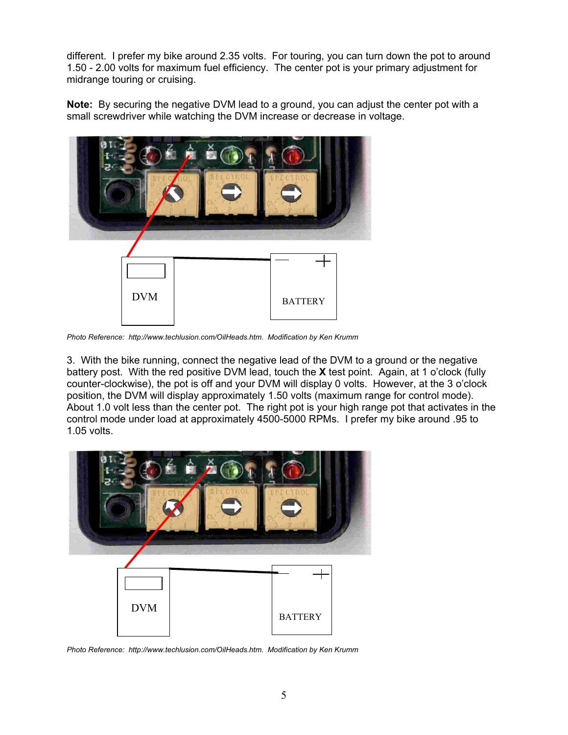different.  I prefer my bike around 2.35 volts.  For touring, you can turn down the pot to around 1.50 - 2.00 volts for maximum fuel efficiency.  The center pot is your primary adjustment for midrange touring or cruising.

**Note:** By securing the negative DVM lead to a ground, you can adjust the center pot with a small screwdriver while watching the DVM increase or decrease in voltage.

*Photo Reference: http://www.techlusion.com/OilHeads.htm. Modification by Ken Krumm*

3. With the bike running, connect the negative lead of the DVM to a ground or the negative battery post. With the red positive DVM lead, touch the **X** test point. Again, at 1 o'clock (fully counter-clockwise), the pot is off and your DVM will display 0 volts. However, at the 3 o'clock position, the DVM will display approximately 1.50 volts (maximum range for control mode). About 1.0 volt less than the center pot. The right pot is your high range pot that activates in the control mode under load at approximately 4500-5000 RPMs. I prefer my bike around .95 to 1.05 volts.

*Photo Reference: http://www.techlusion.com/OilHeads.htm. Modification by Ken Krumm*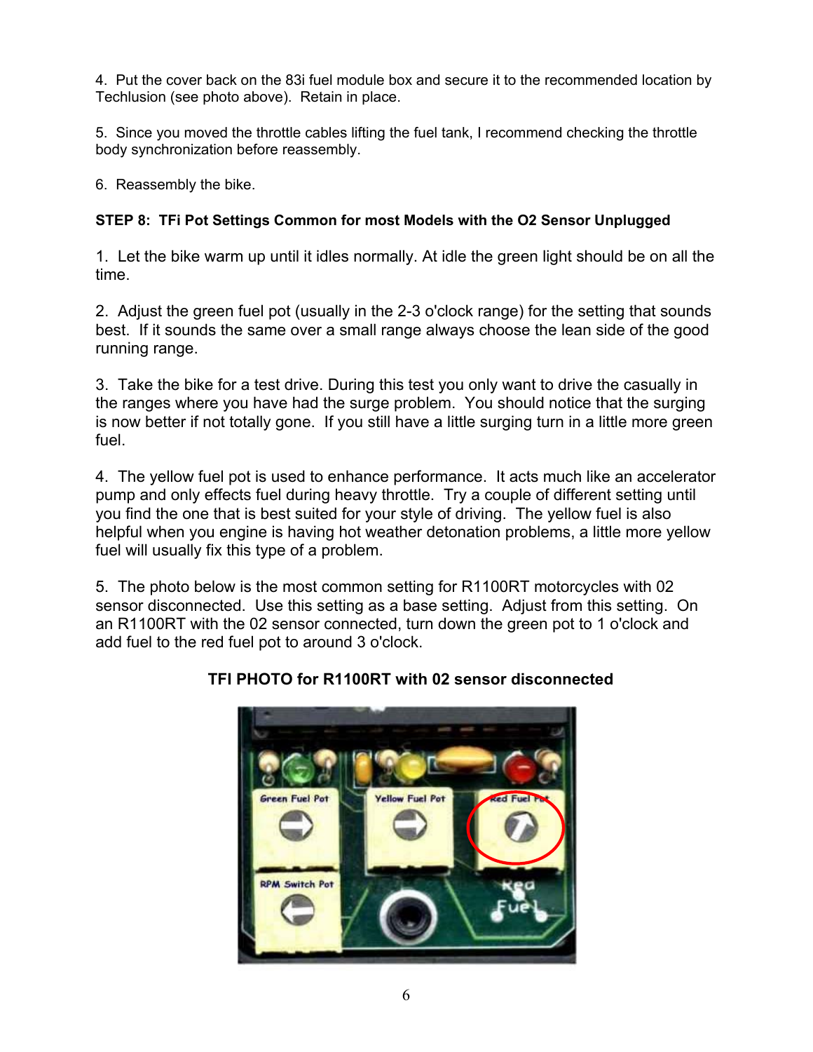4. Put the cover back on the 83i fuel module box and secure it to the recommended location by Techlusion (see photo above). Retain in place.

5. Since you moved the throttle cables lifting the fuel tank, I recommend checking the throttle body synchronization before reassembly.

6. Reassembly the bike.

**STEP 8: TFi Pot Settings Common for most Models with the O2 Sensor Unplugged**

1. Let the bike warm up until it idles normally. At idle the green light should be on all the time.

2. Adjust the green fuel pot (usually in the 2-3 o'clock range) for the setting that sounds best. If it sounds the same over a small range always choose the lean side of the good running range.

3. Take the bike for a test drive. During this test you only want to drive the casually in the ranges where you have had the surge problem. You should notice that the surging is now better if not totally gone. If you still have a little surging turn in a little more green fuel.

4. The yellow fuel pot is used to enhance performance. It acts much like an accelerator pump and only effects fuel during heavy throttle. Try a couple of different setting until you find the one that is best suited for your style of driving. The yellow fuel is also helpful when you engine is having hot weather detonation problems, a little more yellow fuel will usually fix this type of a problem.

5. The photo below is the most common setting for R1100RT motorcycles with 02 sensor disconnected. Use this setting as a base setting. Adjust from this setting. On an R1100RT with the 02 sensor connected, turn down the green pot to 1 o'clock and add fuel to the red fuel pot to around 3 o'clock.

**TFI PHOTO for R1100RT with 02 sensor disconnected**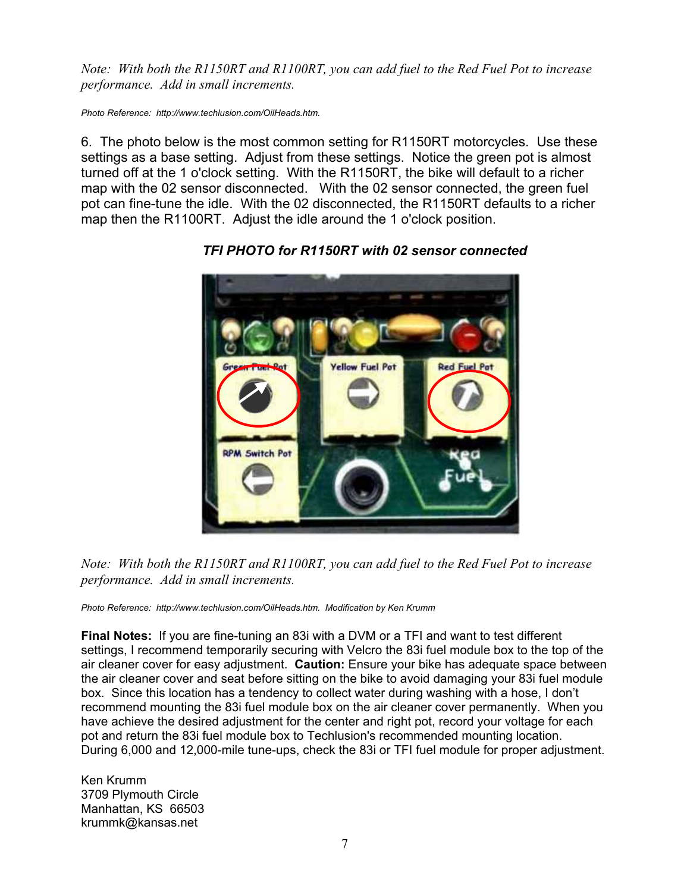*Note: With both the R1150RT and R1100RT, you can add fuel to the Red Fuel Pot to increase performance. Add in small increments.*

*Photo Reference: http://www.techlusion.com/OilHeads.htm.*

6. The photo below is the most common setting for R1150RT motorcycles. Use these settings as a base setting. Adjust from these settings. Notice the green pot is almost turned off at the 1 o'clock setting. With the R1150RT, the bike will default to a richer map with the 02 sensor disconnected. With the 02 sensor connected, the green fuel pot can fine-tune the idle. With the 02 disconnected, the R1150RT defaults to a richer map then the R1100RT. Adjust the idle around the 1 o'clock position.

***TFI PHOTO for R1150RT with 02 sensor connected***

*Note: With both the R1150RT and R1100RT, you can add fuel to the Red Fuel Pot to increase performance. Add in small increments.*

*Photo Reference: http://www.techlusion.com/OilHeads.htm. Modification by Ken Krumm*

**Final Notes:** If you are fine-tuning an 83i with a DVM or a TFI and want to test different settings, I recommend temporarily securing with Velcro the 83i fuel module box to the top of the air cleaner cover for easy adjustment. **Caution:** Ensure your bike has adequate space between the air cleaner cover and seat before sitting on the bike to avoid damaging your 83i fuel module box. Since this location has a tendency to collect water during washing with a hose, I don't recommend mounting the 83i fuel module box on the air cleaner cover permanently. When you have achieve the desired adjustment for the center and right pot, record your voltage for each pot and return the 83i fuel module box to Techlusion's recommended mounting location. During 6,000 and 12,000-mile tune-ups, check the 83i or TFI fuel module for proper adjustment.

Ken Krumm
3709 Plymouth Circle
Manhattan, KS 66503
krummk@kansas.net